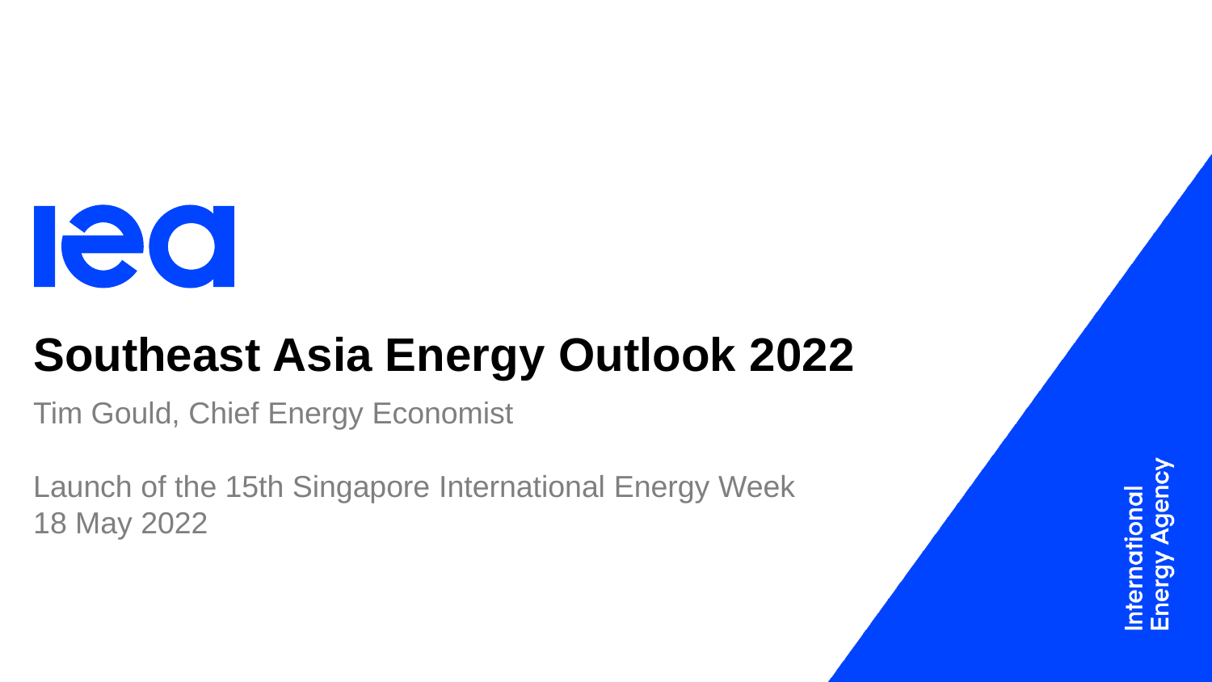iea

# Southeast Asia Energy Outlook 2022

Tim Gould, Chief Energy Economist

Launch of the 15th Singapore International Energy Week
18 May 2022

International Energy Agency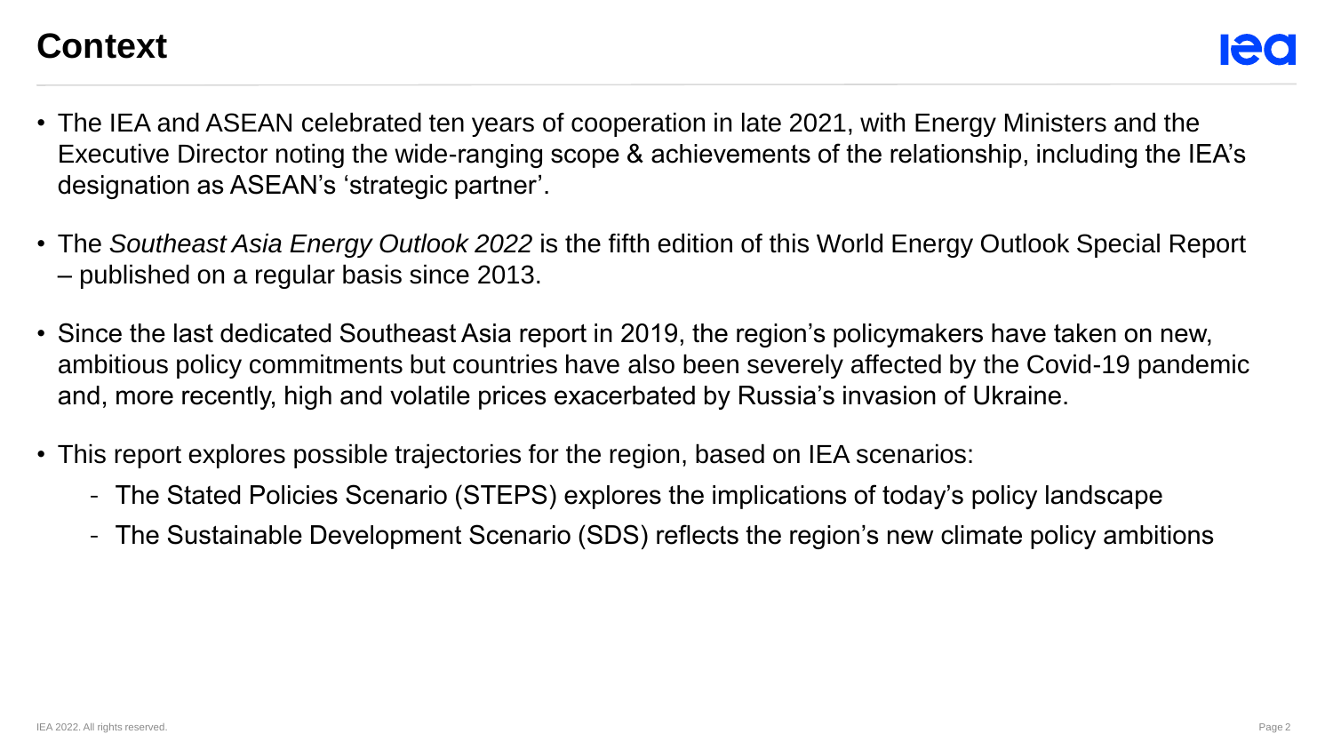# Context

- The IEA and ASEAN celebrated ten years of cooperation in late 2021, with Energy Ministers and the Executive Director noting the wide-ranging scope & achievements of the relationship, including the IEA's designation as ASEAN's 'strategic partner'.
- The *Southeast Asia Energy Outlook 2022* is the fifth edition of this World Energy Outlook Special Report – published on a regular basis since 2013.
- Since the last dedicated Southeast Asia report in 2019, the region's policymakers have taken on new, ambitious policy commitments but countries have also been severely affected by the Covid-19 pandemic and, more recently, high and volatile prices exacerbated by Russia's invasion of Ukraine.
- This report explores possible trajectories for the region, based on IEA scenarios:
  - The Stated Policies Scenario (STEPS) explores the implications of today's policy landscape
  - The Sustainable Development Scenario (SDS) reflects the region's new climate policy ambitions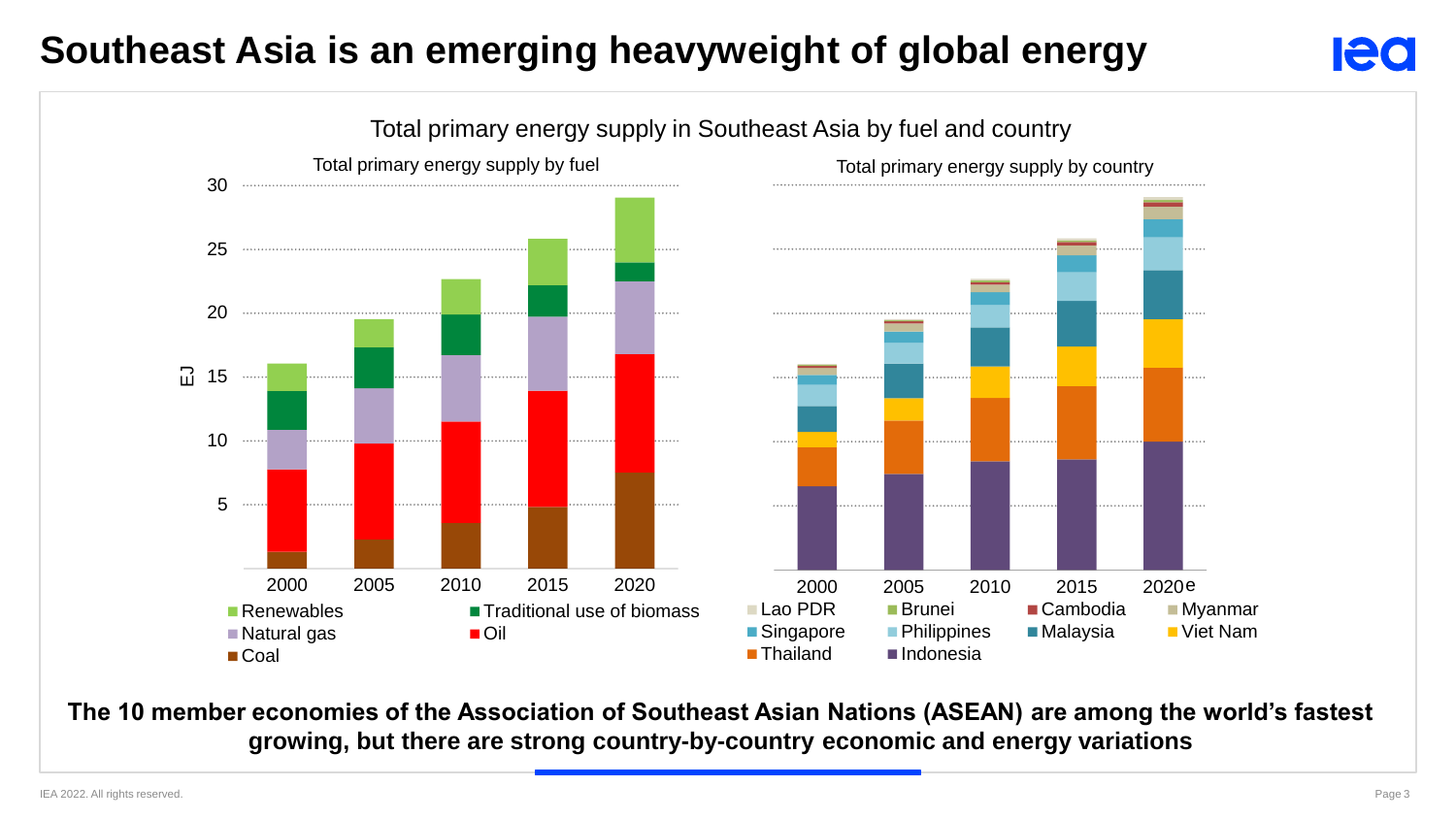# Southeast Asia is an emerging heavyweight of global energy

Total primary energy supply in Southeast Asia by fuel and country

Total primary energy supply by fuel

Total primary energy supply by country

**The 10 member economies of the Association of Southeast Asian Nations (ASEAN) are among the world's fastest growing, but there are strong country-by-country economic and energy variations**

IEA 2022. All rights reserved.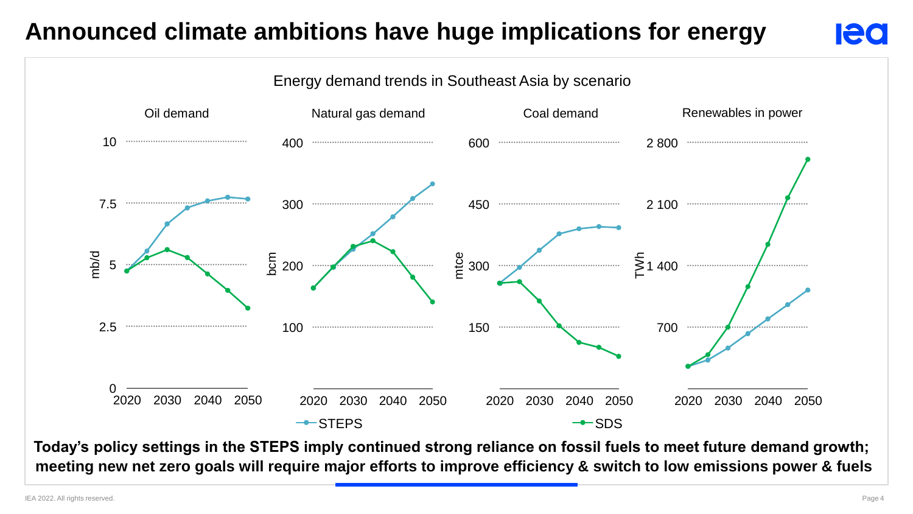# Announced climate ambitions have huge implications for energy

Energy demand trends in Southeast Asia by scenario

Oil demand | Natural gas demand | Coal demand | Renewables in power

STEPS | SDS

**Today's policy settings in the STEPS imply continued strong reliance on fossil fuels to meet future demand growth; meeting new net zero goals will require major efforts to improve efficiency & switch to low emissions power & fuels**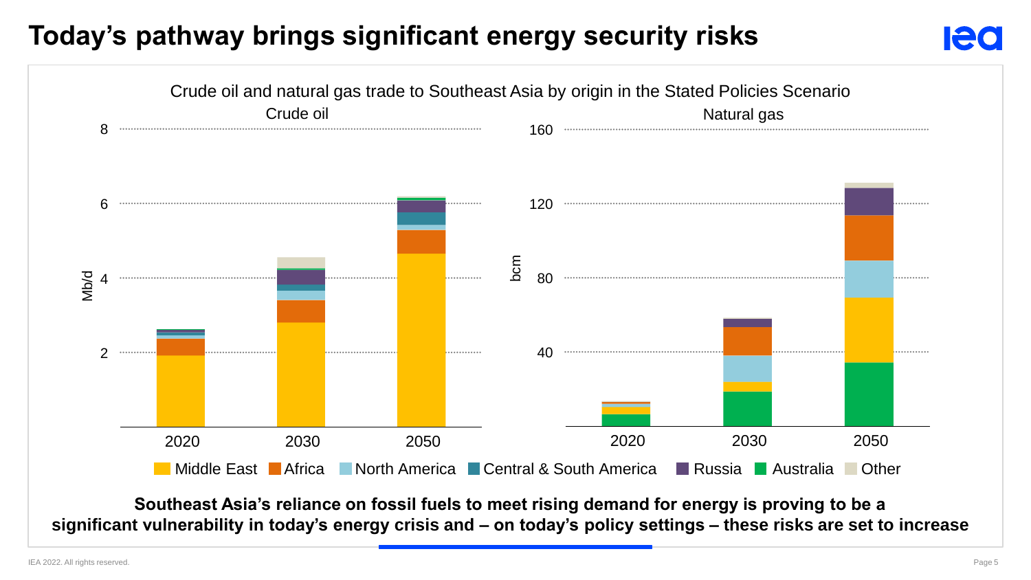# Today's pathway brings significant energy security risks

Crude oil and natural gas trade to Southeast Asia by origin in the Stated Policies Scenario

Crude oil

Natural gas

Middle East, Africa, North America, Central & South America, Russia, Australia, Other

**Southeast Asia's reliance on fossil fuels to meet rising demand for energy is proving to be a significant vulnerability in today's energy crisis and – on today's policy settings – these risks are set to increase**

IEA 2022. All rights reserved.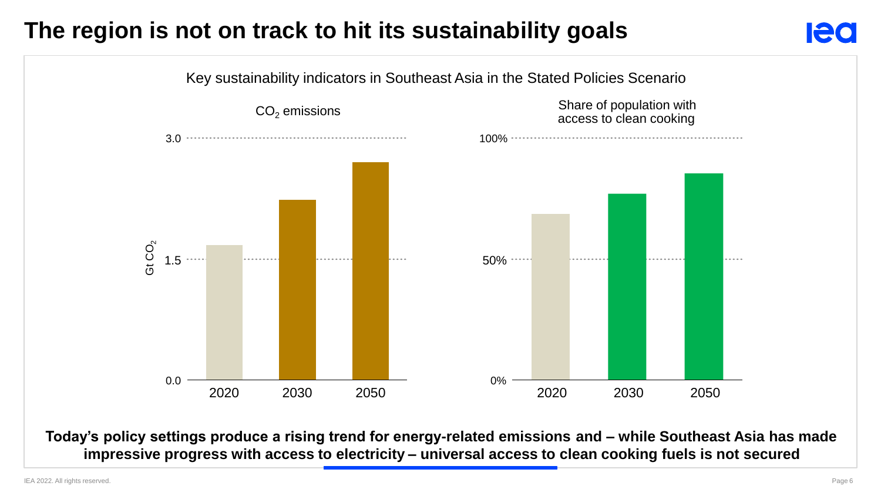# The region is not on track to hit its sustainability goals

Key sustainability indicators in Southeast Asia in the Stated Policies Scenario

$CO_2$ emissions

Gt $CO_2$

3.0

1.5

0.0

2020 2030 2050

Share of population with access to clean cooking

100%

50%

0%

2020 2030 2050

**Today's policy settings produce a rising trend for energy-related emissions and – while Southeast Asia has made impressive progress with access to electricity – universal access to clean cooking fuels is not secured**

IEA 2022. All rights reserved.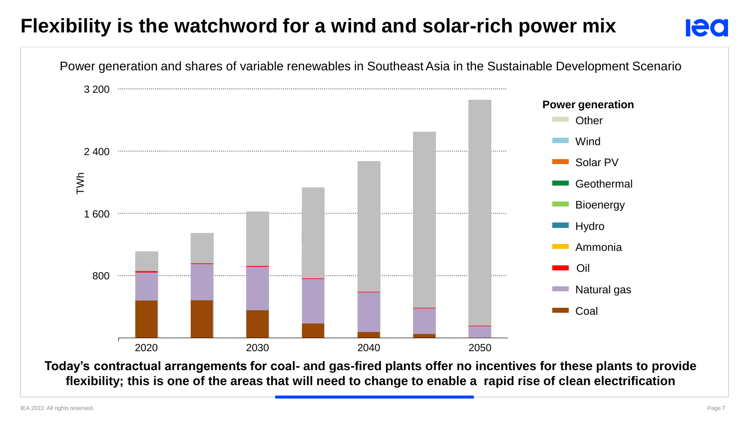# Flexibility is the watchword for a wind and solar-rich power mix

Power generation and shares of variable renewables in Southeast Asia in the Sustainable Development Scenario

**Today's contractual arrangements for coal- and gas-fired plants offer no incentives for these plants to provide flexibility; this is one of the areas that will need to change to enable a rapid rise of clean electrification**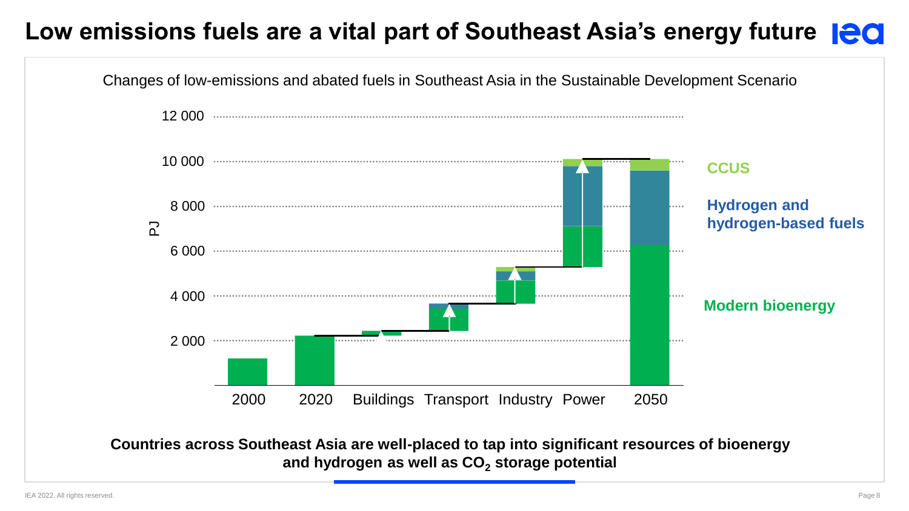# Low emissions fuels are a vital part of Southeast Asia's energy future

Changes of low-emissions and abated fuels in Southeast Asia in the Sustainable Development Scenario

**Countries across Southeast Asia are well-placed to tap into significant resources of bioenergy and hydrogen as well as $CO_2$ storage potential**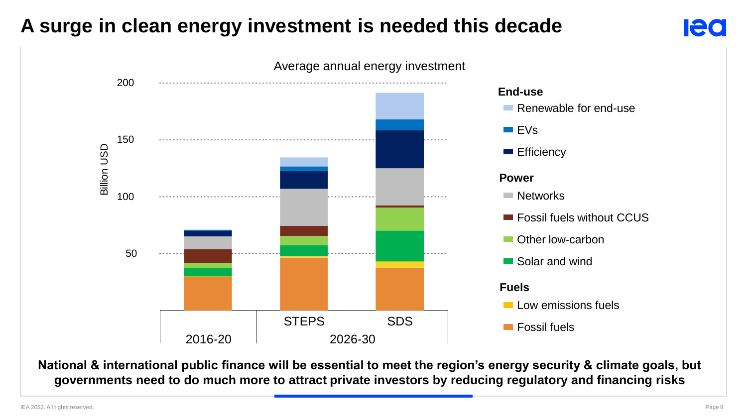# A surge in clean energy investment is needed this decade

Average annual energy investment

Billion USD

200
150
100
50

2016-20 | STEPS | SDS
2026-30

**End-use**
- Renewable for end-use
- EVs
- Efficiency

**Power**
- Networks
- Fossil fuels without CCUS
- Other low-carbon
- Solar and wind

**Fuels**
- Low emissions fuels
- Fossil fuels

**National & international public finance will be essential to meet the region's energy security & climate goals, but governments need to do much more to attract private investors by reducing regulatory and financing risks**

IEA 2022. All rights reserved.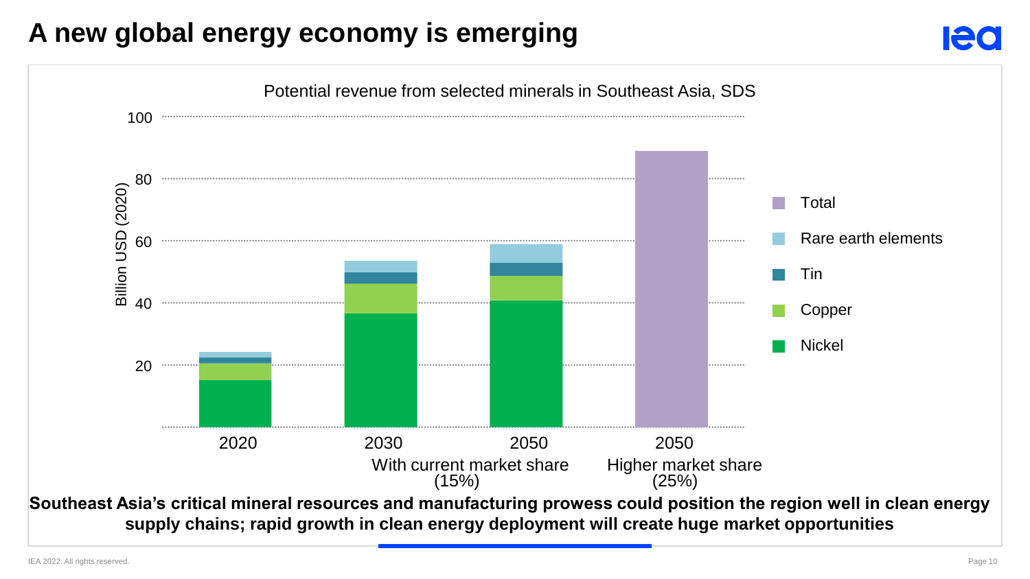# A new global energy economy is emerging

Potential revenue from selected minerals in Southeast Asia, SDS

**Southeast Asia's critical mineral resources and manufacturing prowess could position the region well in clean energy supply chains; rapid growth in clean energy deployment will create huge market opportunities**